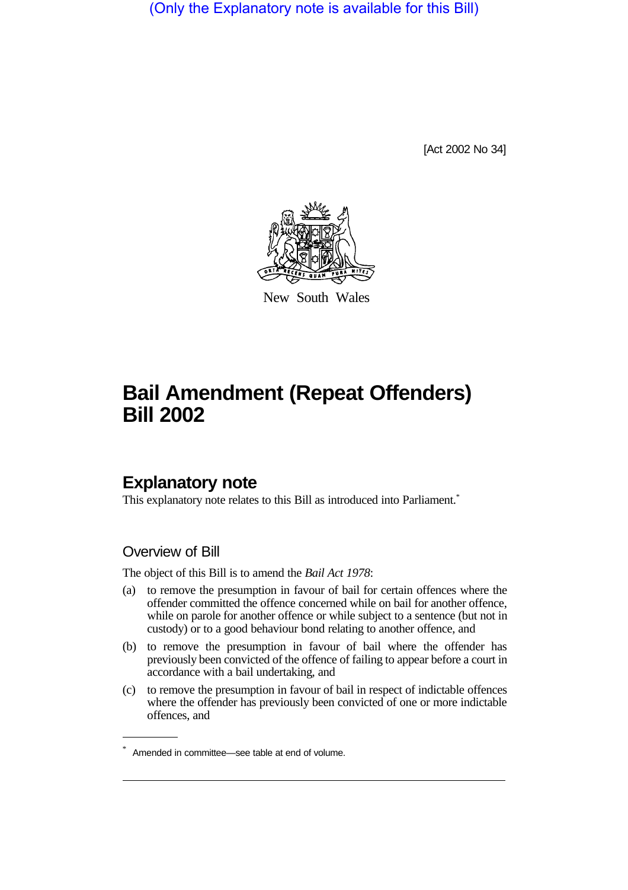(Only the Explanatory note is available for this Bill)

[Act 2002 No 34]

New South Wales

# Bail Amendment (Repeat Offenders) Bill 2002

## Explanatory note

This explanatory note relates to this Bill as introduced into Parliament.*

### Overview of Bill

The object of this Bill is to amend the *Bail Act 1978*:

(a) to remove the presumption in favour of bail for certain offences where the offender committed the offence concerned while on bail for another offence, while on parole for another offence or while subject to a sentence (but not in custody) or to a good behaviour bond relating to another offence, and

(b) to remove the presumption in favour of bail where the offender has previously been convicted of the offence of failing to appear before a court in accordance with a bail undertaking, and

(c) to remove the presumption in favour of bail in respect of indictable offences where the offender has previously been convicted of one or more indictable offences, and

\* Amended in committee—see table at end of volume.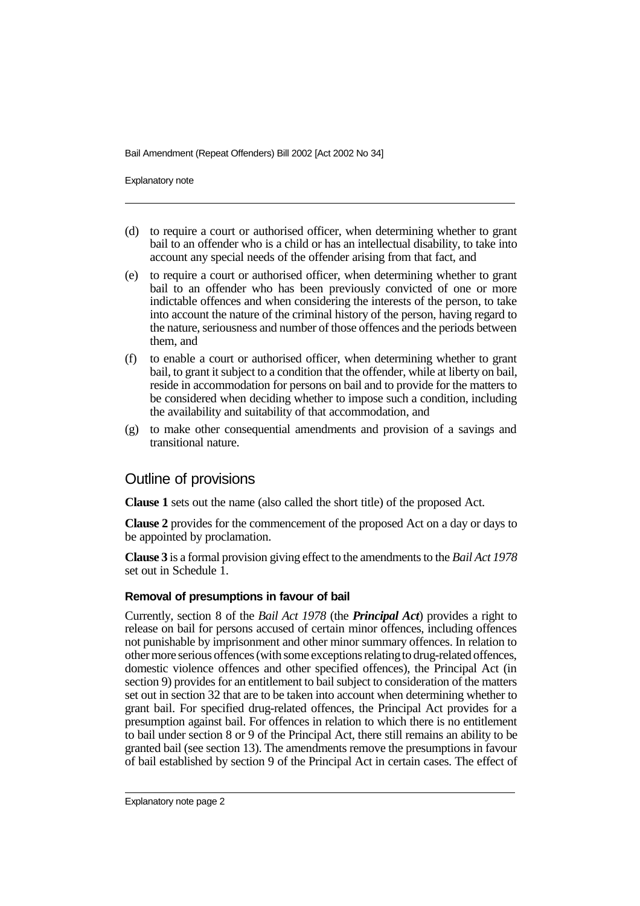(d) to require a court or authorised officer, when determining whether to grant bail to an offender who is a child or has an intellectual disability, to take into account any special needs of the offender arising from that fact, and

(e) to require a court or authorised officer, when determining whether to grant bail to an offender who has been previously convicted of one or more indictable offences and when considering the interests of the person, to take into account the nature of the criminal history of the person, having regard to the nature, seriousness and number of those offences and the periods between them, and

(f) to enable a court or authorised officer, when determining whether to grant bail, to grant it subject to a condition that the offender, while at liberty on bail, reside in accommodation for persons on bail and to provide for the matters to be considered when deciding whether to impose such a condition, including the availability and suitability of that accommodation, and

(g) to make other consequential amendments and provision of a savings and transitional nature.

## Outline of provisions

**Clause 1** sets out the name (also called the short title) of the proposed Act.

**Clause 2** provides for the commencement of the proposed Act on a day or days to be appointed by proclamation.

**Clause 3** is a formal provision giving effect to the amendments to the *Bail Act 1978* set out in Schedule 1.

### Removal of presumptions in favour of bail

Currently, section 8 of the *Bail Act 1978* (the ***Principal Act***) provides a right to release on bail for persons accused of certain minor offences, including offences not punishable by imprisonment and other minor summary offences. In relation to other more serious offences (with some exceptions relating to drug-related offences, domestic violence offences and other specified offences), the Principal Act (in section 9) provides for an entitlement to bail subject to consideration of the matters set out in section 32 that are to be taken into account when determining whether to grant bail. For specified drug-related offences, the Principal Act provides for a presumption against bail. For offences in relation to which there is no entitlement to bail under section 8 or 9 of the Principal Act, there still remains an ability to be granted bail (see section 13). The amendments remove the presumptions in favour of bail established by section 9 of the Principal Act in certain cases. The effect of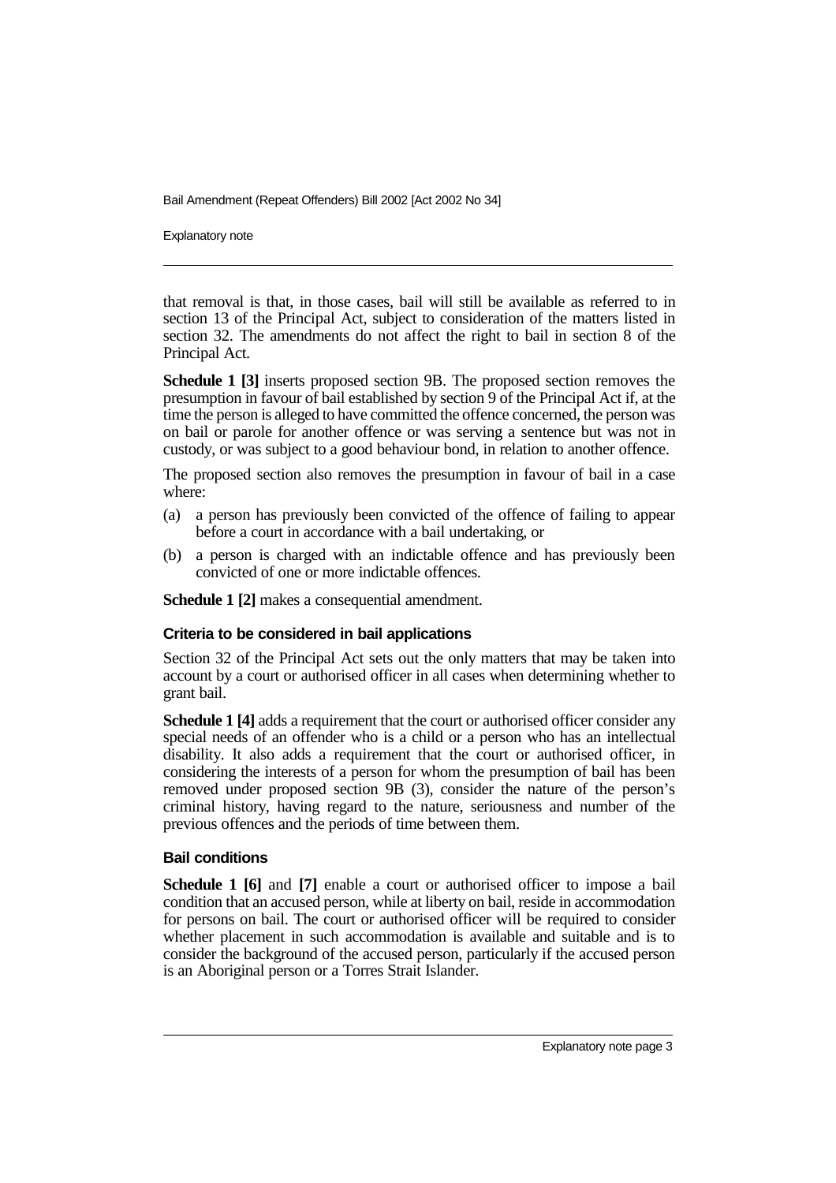that removal is that, in those cases, bail will still be available as referred to in section 13 of the Principal Act, subject to consideration of the matters listed in section 32. The amendments do not affect the right to bail in section 8 of the Principal Act.

**Schedule 1 [3]** inserts proposed section 9B. The proposed section removes the presumption in favour of bail established by section 9 of the Principal Act if, at the time the person is alleged to have committed the offence concerned, the person was on bail or parole for another offence or was serving a sentence but was not in custody, or was subject to a good behaviour bond, in relation to another offence.

The proposed section also removes the presumption in favour of bail in a case where:

(a) a person has previously been convicted of the offence of failing to appear before a court in accordance with a bail undertaking, or

(b) a person is charged with an indictable offence and has previously been convicted of one or more indictable offences.

**Schedule 1 [2]** makes a consequential amendment.

### Criteria to be considered in bail applications

Section 32 of the Principal Act sets out the only matters that may be taken into account by a court or authorised officer in all cases when determining whether to grant bail.

**Schedule 1 [4]** adds a requirement that the court or authorised officer consider any special needs of an offender who is a child or a person who has an intellectual disability. It also adds a requirement that the court or authorised officer, in considering the interests of a person for whom the presumption of bail has been removed under proposed section 9B (3), consider the nature of the person's criminal history, having regard to the nature, seriousness and number of the previous offences and the periods of time between them.

### Bail conditions

**Schedule 1 [6]** and **[7]** enable a court or authorised officer to impose a bail condition that an accused person, while at liberty on bail, reside in accommodation for persons on bail. The court or authorised officer will be required to consider whether placement in such accommodation is available and suitable and is to consider the background of the accused person, particularly if the accused person is an Aboriginal person or a Torres Strait Islander.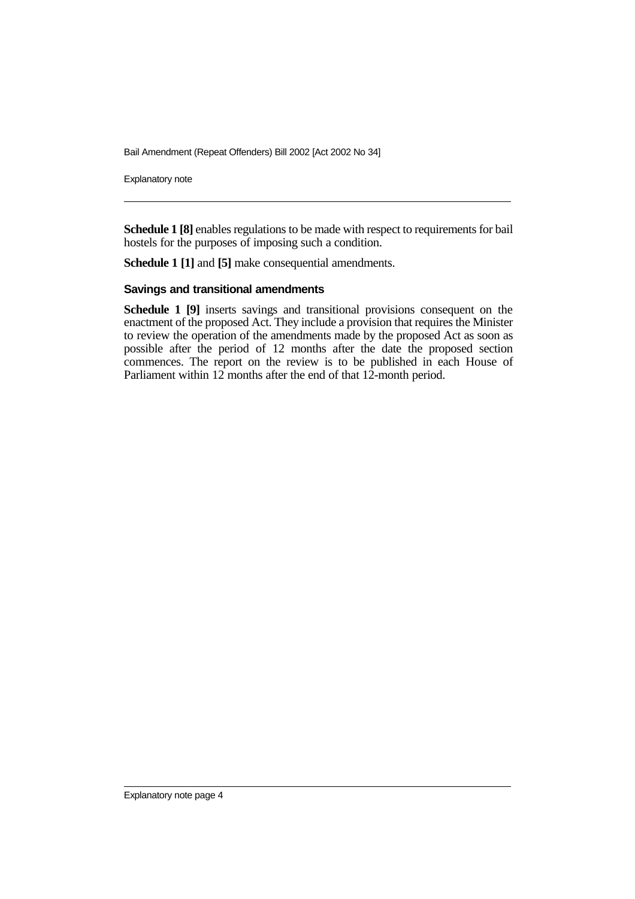**Schedule 1 [8]** enables regulations to be made with respect to requirements for bail hostels for the purposes of imposing such a condition.

**Schedule 1 [1]** and **[5]** make consequential amendments.

### Savings and transitional amendments

**Schedule 1 [9]** inserts savings and transitional provisions consequent on the enactment of the proposed Act. They include a provision that requires the Minister to review the operation of the amendments made by the proposed Act as soon as possible after the period of 12 months after the date the proposed section commences. The report on the review is to be published in each House of Parliament within 12 months after the end of that 12-month period.